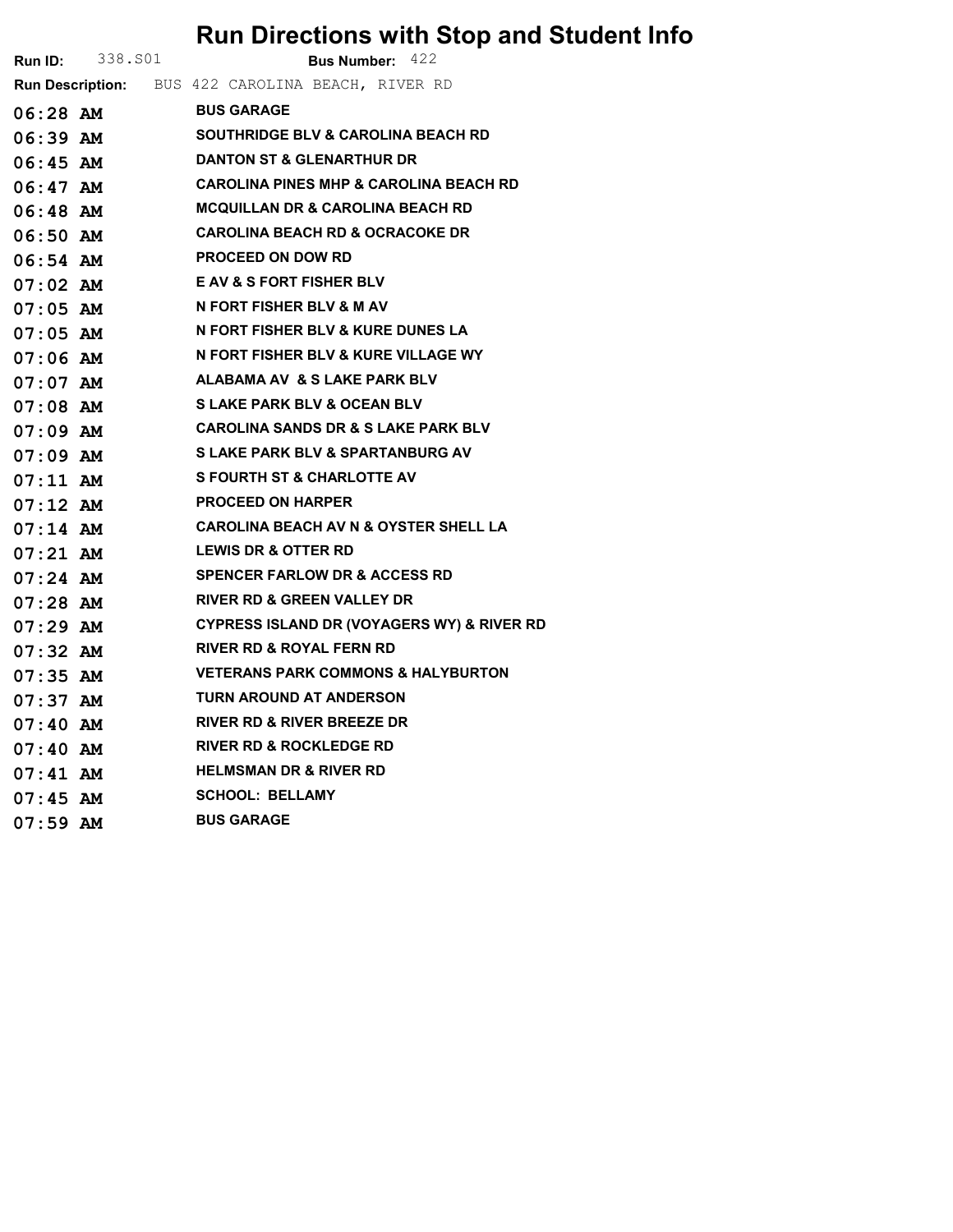# Run Directions with Stop and Student Info

**Run ID:** 338.S01 **Bus Number:** 422

**Run Description:** BUS 422 CAROLINA BEACH, RIVER RD

| Time | Stop |
|---|---|
| 06:28 AM | BUS GARAGE |
| 06:39 AM | SOUTHRIDGE BLV & CAROLINA BEACH RD |
| 06:45 AM | DANTON ST & GLENARTHUR DR |
| 06:47 AM | CAROLINA PINES MHP & CAROLINA BEACH RD |
| 06:48 AM | MCQUILLAN DR & CAROLINA BEACH RD |
| 06:50 AM | CAROLINA BEACH RD & OCRACOKE DR |
| 06:54 AM | PROCEED ON DOW RD |
| 07:02 AM | E AV & S FORT FISHER BLV |
| 07:05 AM | N FORT FISHER BLV & M AV |
| 07:05 AM | N FORT FISHER BLV & KURE DUNES LA |
| 07:06 AM | N FORT FISHER BLV & KURE VILLAGE WY |
| 07:07 AM | ALABAMA AV & S LAKE PARK BLV |
| 07:08 AM | S LAKE PARK BLV & OCEAN BLV |
| 07:09 AM | CAROLINA SANDS DR & S LAKE PARK BLV |
| 07:09 AM | S LAKE PARK BLV & SPARTANBURG AV |
| 07:11 AM | S FOURTH ST & CHARLOTTE AV |
| 07:12 AM | PROCEED ON HARPER |
| 07:14 AM | CAROLINA BEACH AV N & OYSTER SHELL LA |
| 07:21 AM | LEWIS DR & OTTER RD |
| 07:24 AM | SPENCER FARLOW DR & ACCESS RD |
| 07:28 AM | RIVER RD & GREEN VALLEY DR |
| 07:29 AM | CYPRESS ISLAND DR (VOYAGERS WY) & RIVER RD |
| 07:32 AM | RIVER RD & ROYAL FERN RD |
| 07:35 AM | VETERANS PARK COMMONS & HALYBURTON |
| 07:37 AM | TURN AROUND AT ANDERSON |
| 07:40 AM | RIVER RD & RIVER BREEZE DR |
| 07:40 AM | RIVER RD & ROCKLEDGE RD |
| 07:41 AM | HELMSMAN DR & RIVER RD |
| 07:45 AM | SCHOOL: BELLAMY |
| 07:59 AM | BUS GARAGE |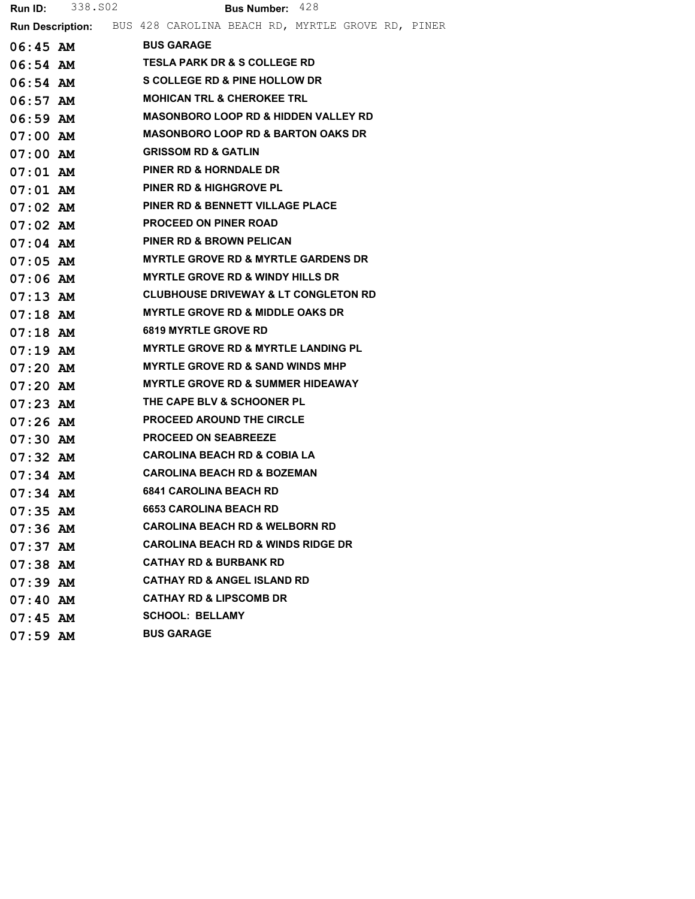**Run ID:** 338.S02 **Bus Number:** 428

**Run Description:** BUS 428 CAROLINA BEACH RD, MYRTLE GROVE RD, PINER

| | |
|---|---|
| 06:45 AM | BUS GARAGE |
| 06:54 AM | TESLA PARK DR & S COLLEGE RD |
| 06:54 AM | S COLLEGE RD & PINE HOLLOW DR |
| 06:57 AM | MOHICAN TRL & CHEROKEE TRL |
| 06:59 AM | MASONBORO LOOP RD & HIDDEN VALLEY RD |
| 07:00 AM | MASONBORO LOOP RD & BARTON OAKS DR |
| 07:00 AM | GRISSOM RD & GATLIN |
| 07:01 AM | PINER RD & HORNDALE DR |
| 07:01 AM | PINER RD & HIGHGROVE PL |
| 07:02 AM | PINER RD & BENNETT VILLAGE PLACE |
| 07:02 AM | PROCEED ON PINER ROAD |
| 07:04 AM | PINER RD & BROWN PELICAN |
| 07:05 AM | MYRTLE GROVE RD & MYRTLE GARDENS DR |
| 07:06 AM | MYRTLE GROVE RD & WINDY HILLS DR |
| 07:13 AM | CLUBHOUSE DRIVEWAY & LT CONGLETON RD |
| 07:18 AM | MYRTLE GROVE RD & MIDDLE OAKS DR |
| 07:18 AM | 6819 MYRTLE GROVE RD |
| 07:19 AM | MYRTLE GROVE RD & MYRTLE LANDING PL |
| 07:20 AM | MYRTLE GROVE RD & SAND WINDS MHP |
| 07:20 AM | MYRTLE GROVE RD & SUMMER HIDEAWAY |
| 07:23 AM | THE CAPE BLV & SCHOONER PL |
| 07:26 AM | PROCEED AROUND THE CIRCLE |
| 07:30 AM | PROCEED ON SEABREEZE |
| 07:32 AM | CAROLINA BEACH RD & COBIA LA |
| 07:34 AM | CAROLINA BEACH RD & BOZEMAN |
| 07:34 AM | 6841 CAROLINA BEACH RD |
| 07:35 AM | 6653 CAROLINA BEACH RD |
| 07:36 AM | CAROLINA BEACH RD & WELBORN RD |
| 07:37 AM | CAROLINA BEACH RD & WINDS RIDGE DR |
| 07:38 AM | CATHAY RD & BURBANK RD |
| 07:39 AM | CATHAY RD & ANGEL ISLAND RD |
| 07:40 AM | CATHAY RD & LIPSCOMB DR |
| 07:45 AM | SCHOOL: BELLAMY |
| 07:59 AM | BUS GARAGE |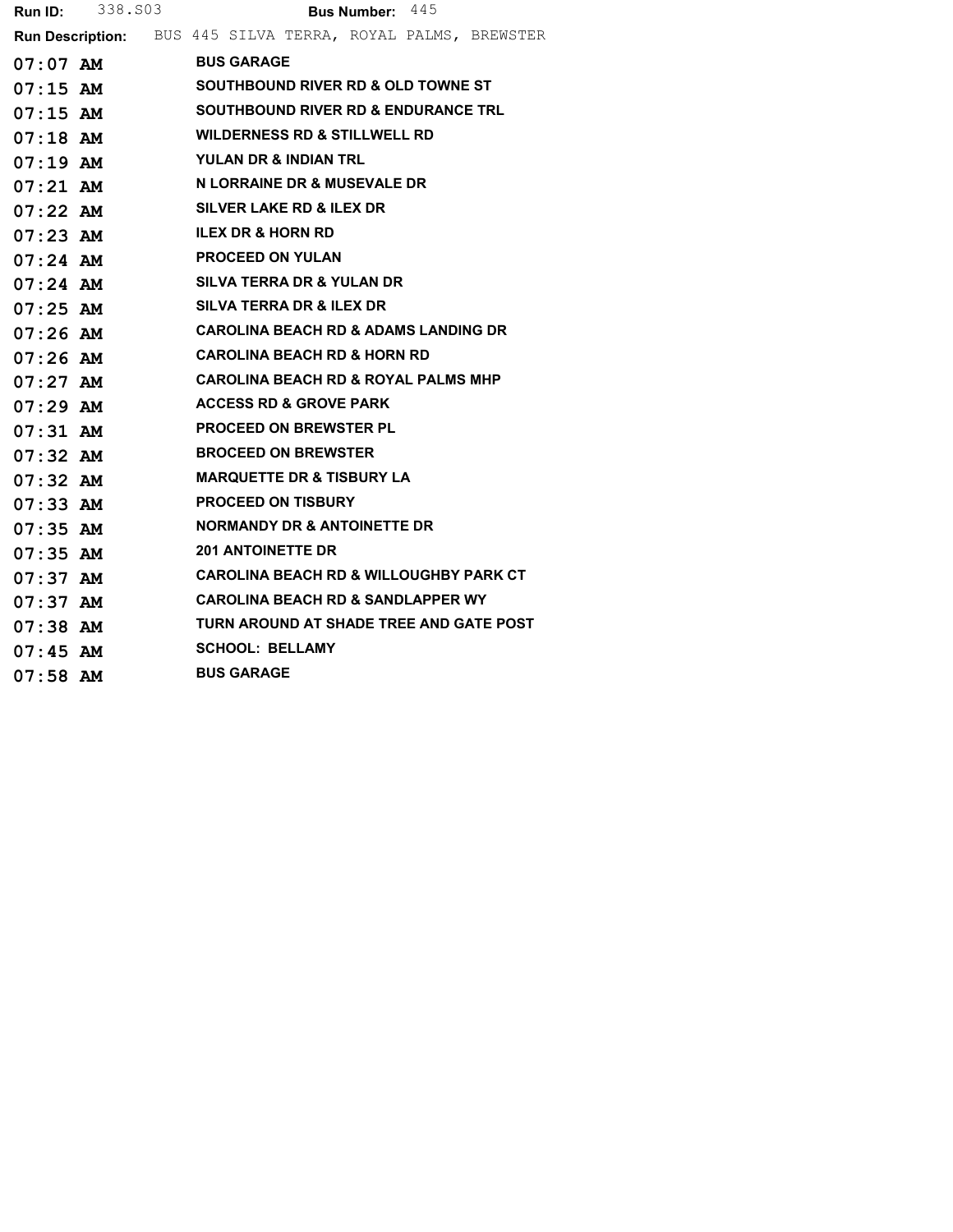**Run ID:** 338.S03 **Bus Number:** 445

**Run Description:** BUS 445 SILVA TERRA, ROYAL PALMS, BREWSTER

| | |
|---|---|
| 07:07 AM | BUS GARAGE |
| 07:15 AM | SOUTHBOUND RIVER RD & OLD TOWNE ST |
| 07:15 AM | SOUTHBOUND RIVER RD & ENDURANCE TRL |
| 07:18 AM | WILDERNESS RD & STILLWELL RD |
| 07:19 AM | YULAN DR & INDIAN TRL |
| 07:21 AM | N LORRAINE DR & MUSEVALE DR |
| 07:22 AM | SILVER LAKE RD & ILEX DR |
| 07:23 AM | ILEX DR & HORN RD |
| 07:24 AM | PROCEED ON YULAN |
| 07:24 AM | SILVA TERRA DR & YULAN DR |
| 07:25 AM | SILVA TERRA DR & ILEX DR |
| 07:26 AM | CAROLINA BEACH RD & ADAMS LANDING DR |
| 07:26 AM | CAROLINA BEACH RD & HORN RD |
| 07:27 AM | CAROLINA BEACH RD & ROYAL PALMS MHP |
| 07:29 AM | ACCESS RD & GROVE PARK |
| 07:31 AM | PROCEED ON BREWSTER PL |
| 07:32 AM | BROCEED ON BREWSTER |
| 07:32 AM | MARQUETTE DR & TISBURY LA |
| 07:33 AM | PROCEED ON TISBURY |
| 07:35 AM | NORMANDY DR & ANTOINETTE DR |
| 07:35 AM | 201 ANTOINETTE DR |
| 07:37 AM | CAROLINA BEACH RD & WILLOUGHBY PARK CT |
| 07:37 AM | CAROLINA BEACH RD & SANDLAPPER WY |
| 07:38 AM | TURN AROUND AT SHADE TREE AND GATE POST |
| 07:45 AM | SCHOOL: BELLAMY |
| 07:58 AM | BUS GARAGE |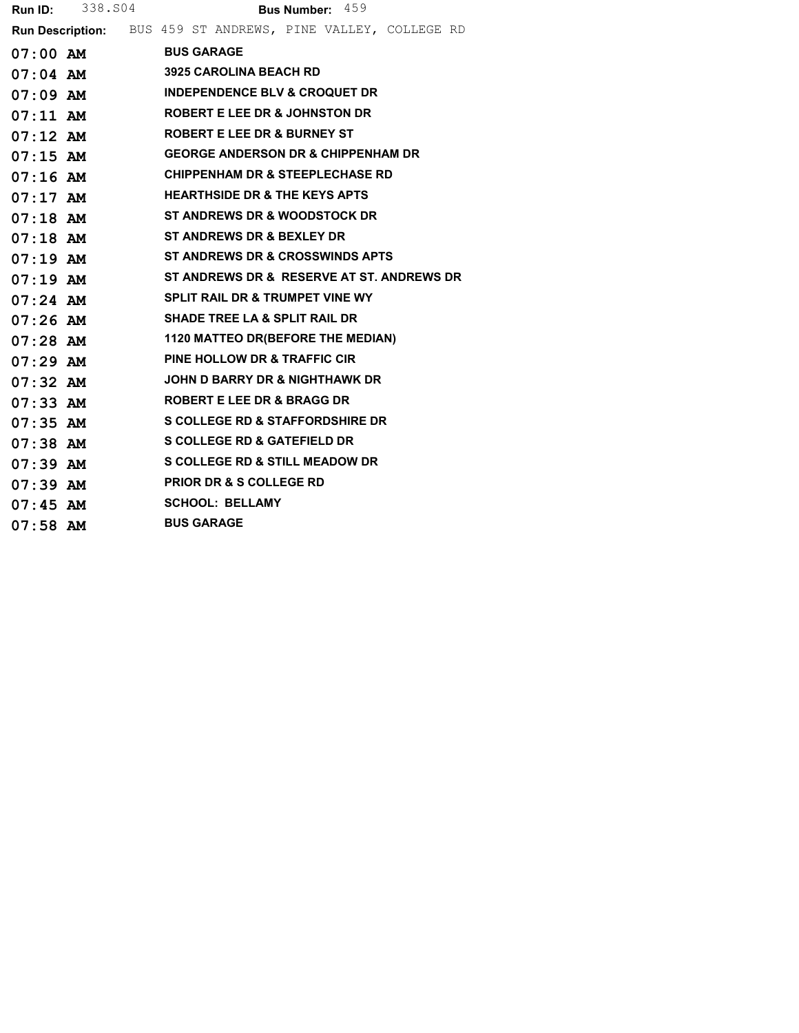**Run ID:** 338.S04 **Bus Number:** 459

**Run Description:** BUS 459 ST ANDREWS, PINE VALLEY, COLLEGE RD

| Time | Stop |
|---|---|
| 07:00 AM | BUS GARAGE |
| 07:04 AM | 3925 CAROLINA BEACH RD |
| 07:09 AM | INDEPENDENCE BLV & CROQUET DR |
| 07:11 AM | ROBERT E LEE DR & JOHNSTON DR |
| 07:12 AM | ROBERT E LEE DR & BURNEY ST |
| 07:15 AM | GEORGE ANDERSON DR & CHIPPENHAM DR |
| 07:16 AM | CHIPPENHAM DR & STEEPLECHASE RD |
| 07:17 AM | HEARTHSIDE DR & THE KEYS APTS |
| 07:18 AM | ST ANDREWS DR & WOODSTOCK DR |
| 07:18 AM | ST ANDREWS DR & BEXLEY DR |
| 07:19 AM | ST ANDREWS DR & CROSSWINDS APTS |
| 07:19 AM | ST ANDREWS DR & RESERVE AT ST. ANDREWS DR |
| 07:24 AM | SPLIT RAIL DR & TRUMPET VINE WY |
| 07:26 AM | SHADE TREE LA & SPLIT RAIL DR |
| 07:28 AM | 1120 MATTEO DR(BEFORE THE MEDIAN) |
| 07:29 AM | PINE HOLLOW DR & TRAFFIC CIR |
| 07:32 AM | JOHN D BARRY DR & NIGHTHAWK DR |
| 07:33 AM | ROBERT E LEE DR & BRAGG DR |
| 07:35 AM | S COLLEGE RD & STAFFORDSHIRE DR |
| 07:38 AM | S COLLEGE RD & GATEFIELD DR |
| 07:39 AM | S COLLEGE RD & STILL MEADOW DR |
| 07:39 AM | PRIOR DR & S COLLEGE RD |
| 07:45 AM | SCHOOL: BELLAMY |
| 07:58 AM | BUS GARAGE |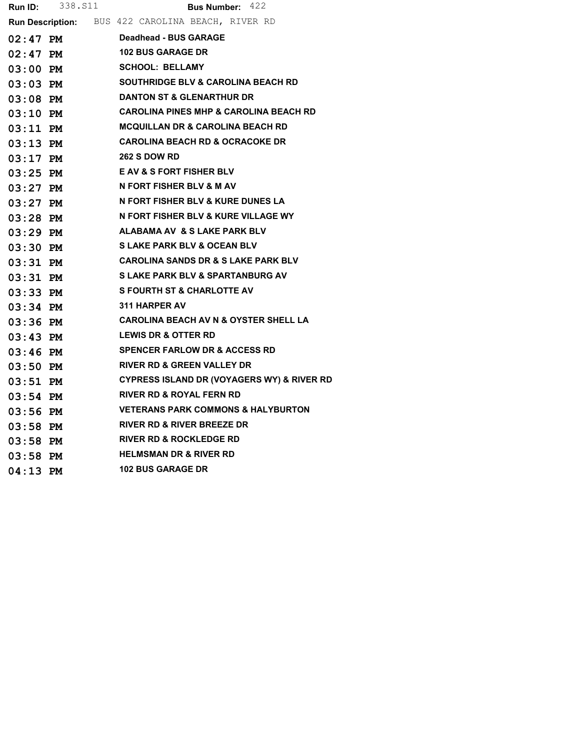**Run ID:** 338.S11 **Bus Number:** 422

**Run Description:** BUS 422 CAROLINA BEACH, RIVER RD

| Time | Stop |
|---|---|
| 02:47 PM | Deadhead - BUS GARAGE |
| 02:47 PM | 102 BUS GARAGE DR |
| 03:00 PM | SCHOOL: BELLAMY |
| 03:03 PM | SOUTHRIDGE BLV & CAROLINA BEACH RD |
| 03:08 PM | DANTON ST & GLENARTHUR DR |
| 03:10 PM | CAROLINA PINES MHP & CAROLINA BEACH RD |
| 03:11 PM | MCQUILLAN DR & CAROLINA BEACH RD |
| 03:13 PM | CAROLINA BEACH RD & OCRACOKE DR |
| 03:17 PM | 262 S DOW RD |
| 03:25 PM | E AV & S FORT FISHER BLV |
| 03:27 PM | N FORT FISHER BLV & M AV |
| 03:27 PM | N FORT FISHER BLV & KURE DUNES LA |
| 03:28 PM | N FORT FISHER BLV & KURE VILLAGE WY |
| 03:29 PM | ALABAMA AV & S LAKE PARK BLV |
| 03:30 PM | S LAKE PARK BLV & OCEAN BLV |
| 03:31 PM | CAROLINA SANDS DR & S LAKE PARK BLV |
| 03:31 PM | S LAKE PARK BLV & SPARTANBURG AV |
| 03:33 PM | S FOURTH ST & CHARLOTTE AV |
| 03:34 PM | 311 HARPER AV |
| 03:36 PM | CAROLINA BEACH AV N & OYSTER SHELL LA |
| 03:43 PM | LEWIS DR & OTTER RD |
| 03:46 PM | SPENCER FARLOW DR & ACCESS RD |
| 03:50 PM | RIVER RD & GREEN VALLEY DR |
| 03:51 PM | CYPRESS ISLAND DR (VOYAGERS WY) & RIVER RD |
| 03:54 PM | RIVER RD & ROYAL FERN RD |
| 03:56 PM | VETERANS PARK COMMONS & HALYBURTON |
| 03:58 PM | RIVER RD & RIVER BREEZE DR |
| 03:58 PM | RIVER RD & ROCKLEDGE RD |
| 03:58 PM | HELMSMAN DR & RIVER RD |
| 04:13 PM | 102 BUS GARAGE DR |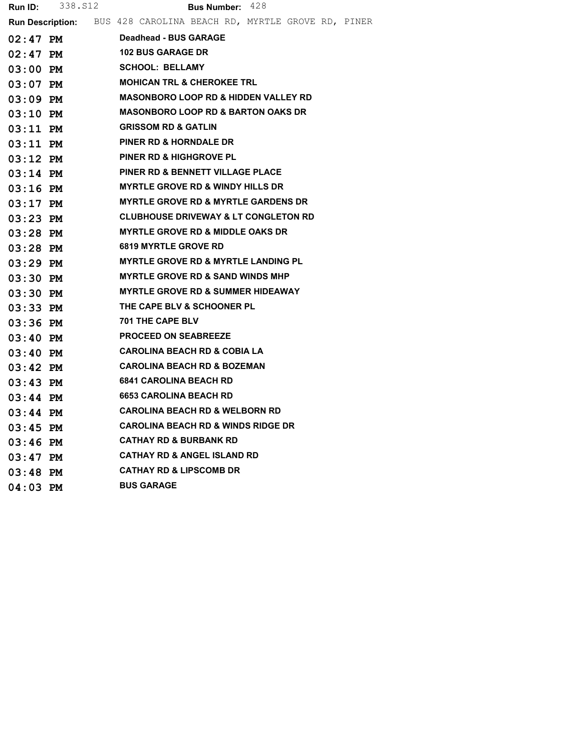**Run ID:** 338.S12 **Bus Number:** 428

**Run Description:** BUS 428 CAROLINA BEACH RD, MYRTLE GROVE RD, PINER

| Time | Stop |
|---|---|
| 02:47 PM | Deadhead - BUS GARAGE |
| 02:47 PM | 102 BUS GARAGE DR |
| 03:00 PM | SCHOOL: BELLAMY |
| 03:07 PM | MOHICAN TRL & CHEROKEE TRL |
| 03:09 PM | MASONBORO LOOP RD & HIDDEN VALLEY RD |
| 03:10 PM | MASONBORO LOOP RD & BARTON OAKS DR |
| 03:11 PM | GRISSOM RD & GATLIN |
| 03:11 PM | PINER RD & HORNDALE DR |
| 03:12 PM | PINER RD & HIGHGROVE PL |
| 03:14 PM | PINER RD & BENNETT VILLAGE PLACE |
| 03:16 PM | MYRTLE GROVE RD & WINDY HILLS DR |
| 03:17 PM | MYRTLE GROVE RD & MYRTLE GARDENS DR |
| 03:23 PM | CLUBHOUSE DRIVEWAY & LT CONGLETON RD |
| 03:28 PM | MYRTLE GROVE RD & MIDDLE OAKS DR |
| 03:28 PM | 6819 MYRTLE GROVE RD |
| 03:29 PM | MYRTLE GROVE RD & MYRTLE LANDING PL |
| 03:30 PM | MYRTLE GROVE RD & SAND WINDS MHP |
| 03:30 PM | MYRTLE GROVE RD & SUMMER HIDEAWAY |
| 03:33 PM | THE CAPE BLV & SCHOONER PL |
| 03:36 PM | 701 THE CAPE BLV |
| 03:40 PM | PROCEED ON SEABREEZE |
| 03:40 PM | CAROLINA BEACH RD & COBIA LA |
| 03:42 PM | CAROLINA BEACH RD & BOZEMAN |
| 03:43 PM | 6841 CAROLINA BEACH RD |
| 03:44 PM | 6653 CAROLINA BEACH RD |
| 03:44 PM | CAROLINA BEACH RD & WELBORN RD |
| 03:45 PM | CAROLINA BEACH RD & WINDS RIDGE DR |
| 03:46 PM | CATHAY RD & BURBANK RD |
| 03:47 PM | CATHAY RD & ANGEL ISLAND RD |
| 03:48 PM | CATHAY RD & LIPSCOMB DR |
| 04:03 PM | BUS GARAGE |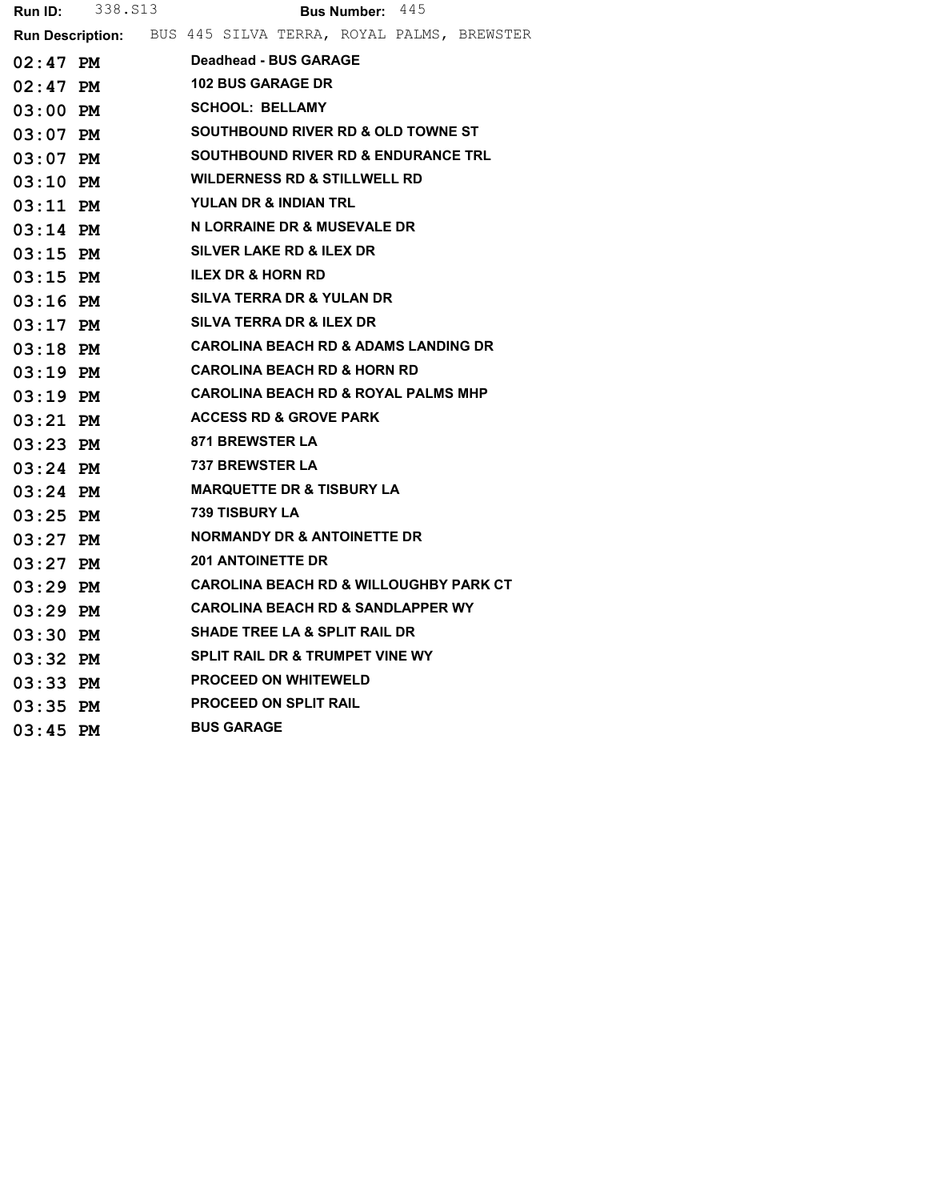**Run ID:** 338.S13 **Bus Number:** 445

**Run Description:** BUS 445 SILVA TERRA, ROYAL PALMS, BREWSTER

| Time | Stop |
|---|---|
| 02:47 PM | Deadhead - BUS GARAGE |
| 02:47 PM | 102 BUS GARAGE DR |
| 03:00 PM | SCHOOL: BELLAMY |
| 03:07 PM | SOUTHBOUND RIVER RD & OLD TOWNE ST |
| 03:07 PM | SOUTHBOUND RIVER RD & ENDURANCE TRL |
| 03:10 PM | WILDERNESS RD & STILLWELL RD |
| 03:11 PM | YULAN DR & INDIAN TRL |
| 03:14 PM | N LORRAINE DR & MUSEVALE DR |
| 03:15 PM | SILVER LAKE RD & ILEX DR |
| 03:15 PM | ILEX DR & HORN RD |
| 03:16 PM | SILVA TERRA DR & YULAN DR |
| 03:17 PM | SILVA TERRA DR & ILEX DR |
| 03:18 PM | CAROLINA BEACH RD & ADAMS LANDING DR |
| 03:19 PM | CAROLINA BEACH RD & HORN RD |
| 03:19 PM | CAROLINA BEACH RD & ROYAL PALMS MHP |
| 03:21 PM | ACCESS RD & GROVE PARK |
| 03:23 PM | 871 BREWSTER LA |
| 03:24 PM | 737 BREWSTER LA |
| 03:24 PM | MARQUETTE DR & TISBURY LA |
| 03:25 PM | 739 TISBURY LA |
| 03:27 PM | NORMANDY DR & ANTOINETTE DR |
| 03:27 PM | 201 ANTOINETTE DR |
| 03:29 PM | CAROLINA BEACH RD & WILLOUGHBY PARK CT |
| 03:29 PM | CAROLINA BEACH RD & SANDLAPPER WY |
| 03:30 PM | SHADE TREE LA & SPLIT RAIL DR |
| 03:32 PM | SPLIT RAIL DR & TRUMPET VINE WY |
| 03:33 PM | PROCEED ON WHITEWELD |
| 03:35 PM | PROCEED ON SPLIT RAIL |
| 03:45 PM | BUS GARAGE |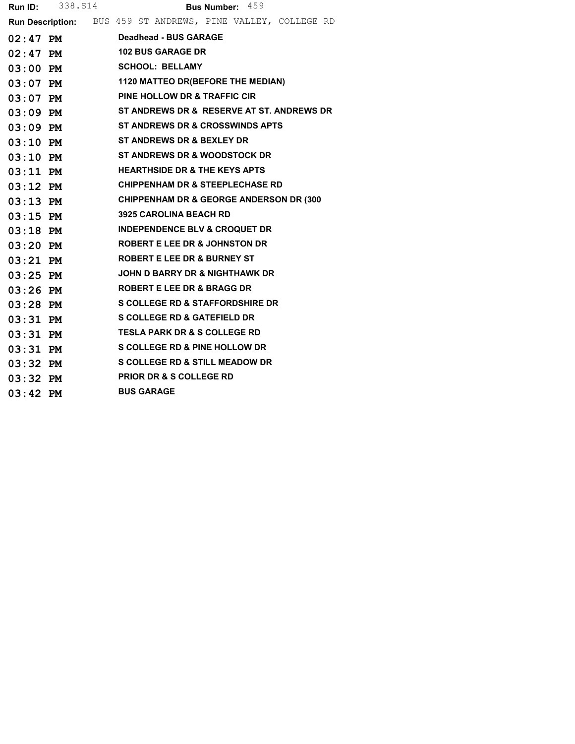**Run ID:** 338.S14 **Bus Number:** 459

**Run Description:** BUS 459 ST ANDREWS, PINE VALLEY, COLLEGE RD

| | |
|---|---|
| 02:47 PM | Deadhead - BUS GARAGE |
| 02:47 PM | 102 BUS GARAGE DR |
| 03:00 PM | SCHOOL: BELLAMY |
| 03:07 PM | 1120 MATTEO DR(BEFORE THE MEDIAN) |
| 03:07 PM | PINE HOLLOW DR & TRAFFIC CIR |
| 03:09 PM | ST ANDREWS DR & RESERVE AT ST. ANDREWS DR |
| 03:09 PM | ST ANDREWS DR & CROSSWINDS APTS |
| 03:10 PM | ST ANDREWS DR & BEXLEY DR |
| 03:10 PM | ST ANDREWS DR & WOODSTOCK DR |
| 03:11 PM | HEARTHSIDE DR & THE KEYS APTS |
| 03:12 PM | CHIPPENHAM DR & STEEPLECHASE RD |
| 03:13 PM | CHIPPENHAM DR & GEORGE ANDERSON DR (300 |
| 03:15 PM | 3925 CAROLINA BEACH RD |
| 03:18 PM | INDEPENDENCE BLV & CROQUET DR |
| 03:20 PM | ROBERT E LEE DR & JOHNSTON DR |
| 03:21 PM | ROBERT E LEE DR & BURNEY ST |
| 03:25 PM | JOHN D BARRY DR & NIGHTHAWK DR |
| 03:26 PM | ROBERT E LEE DR & BRAGG DR |
| 03:28 PM | S COLLEGE RD & STAFFORDSHIRE DR |
| 03:31 PM | S COLLEGE RD & GATEFIELD DR |
| 03:31 PM | TESLA PARK DR & S COLLEGE RD |
| 03:31 PM | S COLLEGE RD & PINE HOLLOW DR |
| 03:32 PM | S COLLEGE RD & STILL MEADOW DR |
| 03:32 PM | PRIOR DR & S COLLEGE RD |
| 03:42 PM | BUS GARAGE |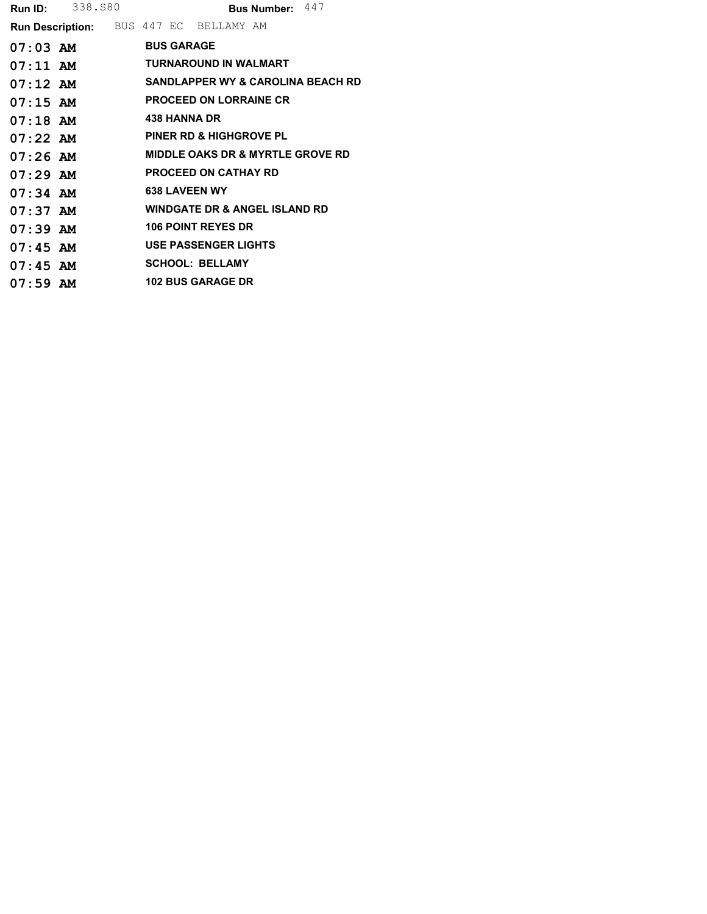**Run ID:** 338.S80 **Bus Number:** 447

**Run Description:** BUS 447 EC BELLAMY AM

| Time | Stop |
|---|---|
| 07:03 AM | BUS GARAGE |
| 07:11 AM | TURNAROUND IN WALMART |
| 07:12 AM | SANDLAPPER WY & CAROLINA BEACH RD |
| 07:15 AM | PROCEED ON LORRAINE CR |
| 07:18 AM | 438 HANNA DR |
| 07:22 AM | PINER RD & HIGHGROVE PL |
| 07:26 AM | MIDDLE OAKS DR & MYRTLE GROVE RD |
| 07:29 AM | PROCEED ON CATHAY RD |
| 07:34 AM | 638 LAVEEN WY |
| 07:37 AM | WINDGATE DR & ANGEL ISLAND RD |
| 07:39 AM | 106 POINT REYES DR |
| 07:45 AM | USE PASSENGER LIGHTS |
| 07:45 AM | SCHOOL: BELLAMY |
| 07:59 AM | 102 BUS GARAGE DR |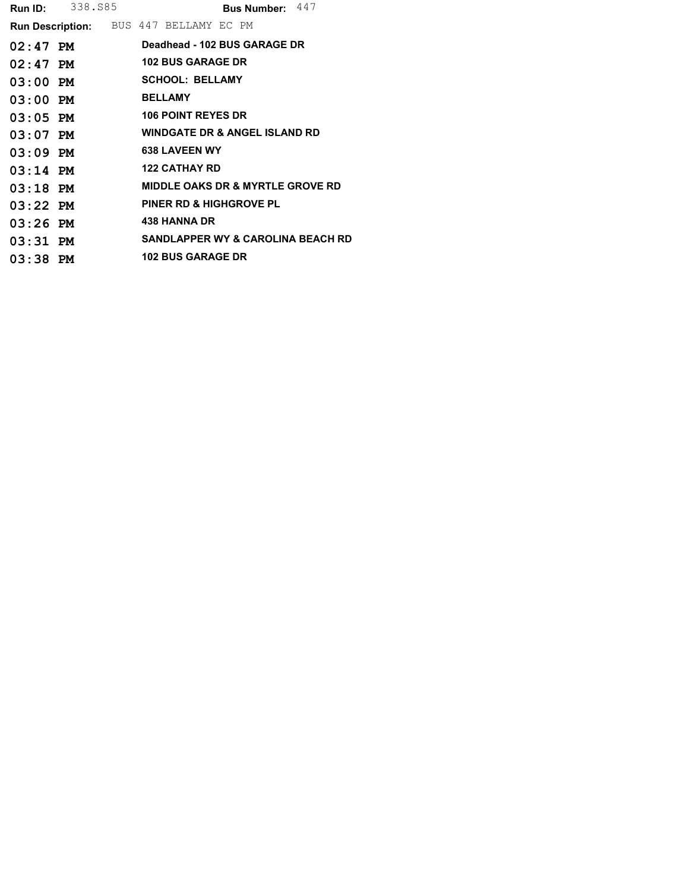**Run ID:** 338.S85 **Bus Number:** 447

**Run Description:** BUS 447 BELLAMY EC PM

| | |
|---|---|
| 02:47 PM | Deadhead - 102 BUS GARAGE DR |
| 02:47 PM | 102 BUS GARAGE DR |
| 03:00 PM | SCHOOL: BELLAMY |
| 03:00 PM | BELLAMY |
| 03:05 PM | 106 POINT REYES DR |
| 03:07 PM | WINDGATE DR & ANGEL ISLAND RD |
| 03:09 PM | 638 LAVEEN WY |
| 03:14 PM | 122 CATHAY RD |
| 03:18 PM | MIDDLE OAKS DR & MYRTLE GROVE RD |
| 03:22 PM | PINER RD & HIGHGROVE PL |
| 03:26 PM | 438 HANNA DR |
| 03:31 PM | SANDLAPPER WY & CAROLINA BEACH RD |
| 03:38 PM | 102 BUS GARAGE DR |